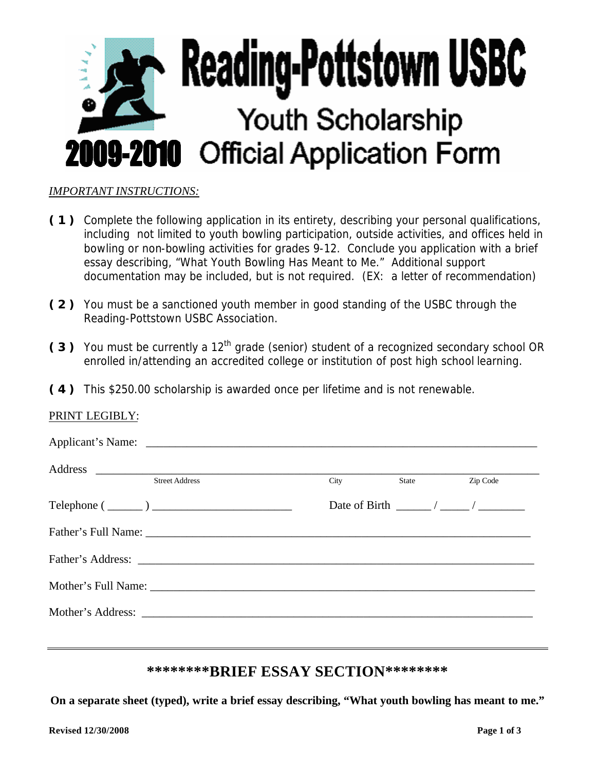# Reading-Pottstown USBC

## Youth Scholarship

## 2009-2010 Official Application Form

*IMPORTANT INSTRUCTIONS:*

**( 1 )** Complete the following application in its entirety, describing your personal qualifications, including not limited to youth bowling participation, outside activities, and offices held in bowling or non-bowling activities for grades 9-12. Conclude you application with a brief essay describing, "What Youth Bowling Has Meant to Me." Additional support documentation may be included, but is not required. (EX: a letter of recommendation)

**( 2 )** You must be a sanctioned youth member in good standing of the USBC through the Reading-Pottstown USBC Association.

**( 3 )** You must be currently a 12th grade (senior) student of a recognized secondary school OR enrolled in/attending an accredited college or institution of post high school learning.

**( 4 )** This $250.00 scholarship is awarded once per lifetime and is not renewable.

PRINT LEGIBLY:

Applicant's Name: ____________________________________________

Address ____________________________________________
Street Address City State Zip Code

Telephone ( ______ ) ________________________ Date of Birth ______ / _____ / ________

Father's Full Name: ____________________________________________

Father's Address: ____________________________________________

Mother's Full Name: ____________________________________________

Mother's Address: ____________________________________________

---

## \*\*\*\*\*\*\*\*BRIEF ESSAY SECTION\*\*\*\*\*\*\*\*

**On a separate sheet (typed), write a brief essay describing, "What youth bowling has meant to me."**

**Revised 12/30/2008**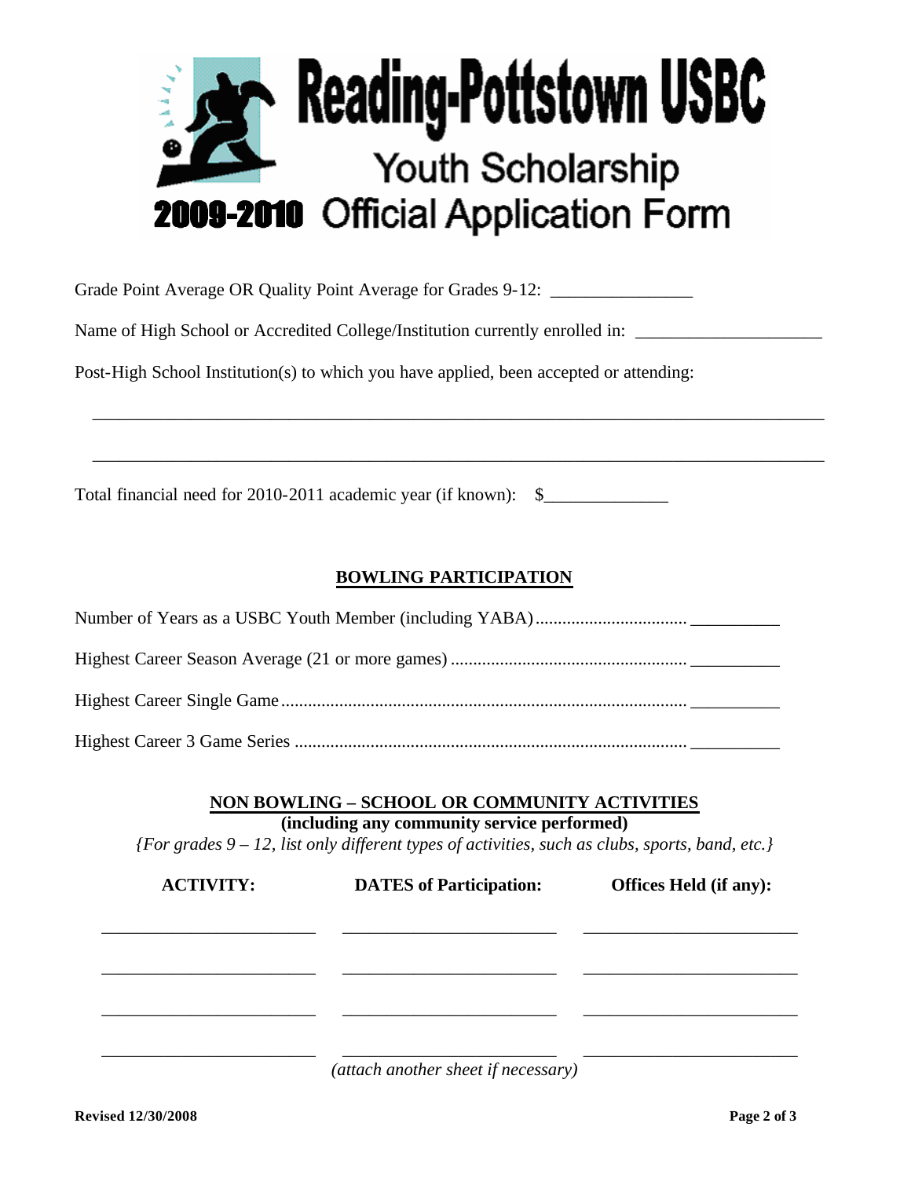# Reading-Pottstown USBC

## Youth Scholarship

## 2009-2010 Official Application Form

Grade Point Average OR Quality Point Average for Grades 9-12: _______________

Name of High School or Accredited College/Institution currently enrolled in: ____________________

Post-High School Institution(s) to which you have applied, been accepted or attending:

_______________________________________________________________________________

_______________________________________________________________________________

Total financial need for 2010-2011 academic year (if known): $_____________

## BOWLING PARTICIPATION

Number of Years as a USBC Youth Member (including YABA)................................. __________

Highest Career Season Average (21 or more games)..................................................... __________

Highest Career Single Game.......................................................................................... __________

Highest Career 3 Game Series ....................................................................................... __________

## NON BOWLING – SCHOOL OR COMMUNITY ACTIVITIES

**(including any community service performed)**

*{For grades 9 – 12, list only different types of activities, such as clubs, sports, band, etc.}*

| ACTIVITY: | DATES of Participation: | Offices Held (if any): |
|---|---|---|
| _______________________ | _______________________ | _______________________ |
| _______________________ | _______________________ | _______________________ |
| _______________________ | _______________________ | _______________________ |
| _______________________ | _______________________ | _______________________ |

*(attach another sheet if necessary)*

**Revised 12/30/2008**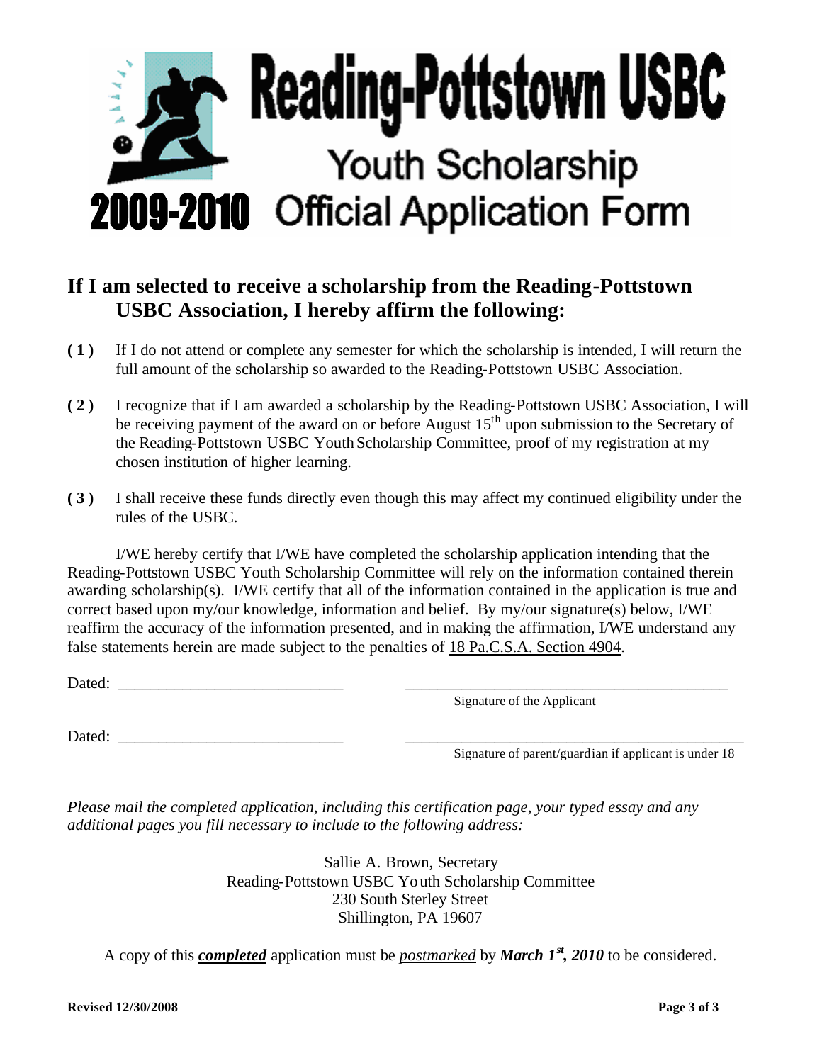# Reading-Pottstown USBC

## Youth Scholarship

## 2009-2010 Official Application Form

### If I am selected to receive a scholarship from the Reading-Pottstown USBC Association, I hereby affirm the following:

**( 1 )** If I do not attend or complete any semester for which the scholarship is intended, I will return the full amount of the scholarship so awarded to the Reading-Pottstown USBC Association.

**( 2 )** I recognize that if I am awarded a scholarship by the Reading-Pottstown USBC Association, I will be receiving payment of the award on or before August 15th upon submission to the Secretary of the Reading-Pottstown USBC Youth Scholarship Committee, proof of my registration at my chosen institution of higher learning.

**( 3 )** I shall receive these funds directly even though this may affect my continued eligibility under the rules of the USBC.

I/WE hereby certify that I/WE have completed the scholarship application intending that the Reading-Pottstown USBC Youth Scholarship Committee will rely on the information contained therein awarding scholarship(s). I/WE certify that all of the information contained in the application is true and correct based upon my/our knowledge, information and belief. By my/our signature(s) below, I/WE reaffirm the accuracy of the information presented, and in making the affirmation, I/WE understand any false statements herein are made subject to the penalties of 18 Pa.C.S.A. Section 4904.

Dated: ___________________________ ________________________________________
Signature of the Applicant

Dated: ___________________________ ________________________________________
Signature of parent/guardian if applicant is under 18

*Please mail the completed application, including this certification page, your typed essay and any additional pages you fill necessary to include to the following address:*

Sallie A. Brown, Secretary
Reading-Pottstown USBC Youth Scholarship Committee
230 South Sterley Street
Shillington, PA 19607

A copy of this ***completed*** application must be *postmarked* by ***March 1st, 2010*** to be considered.

**Revised 12/30/2008**